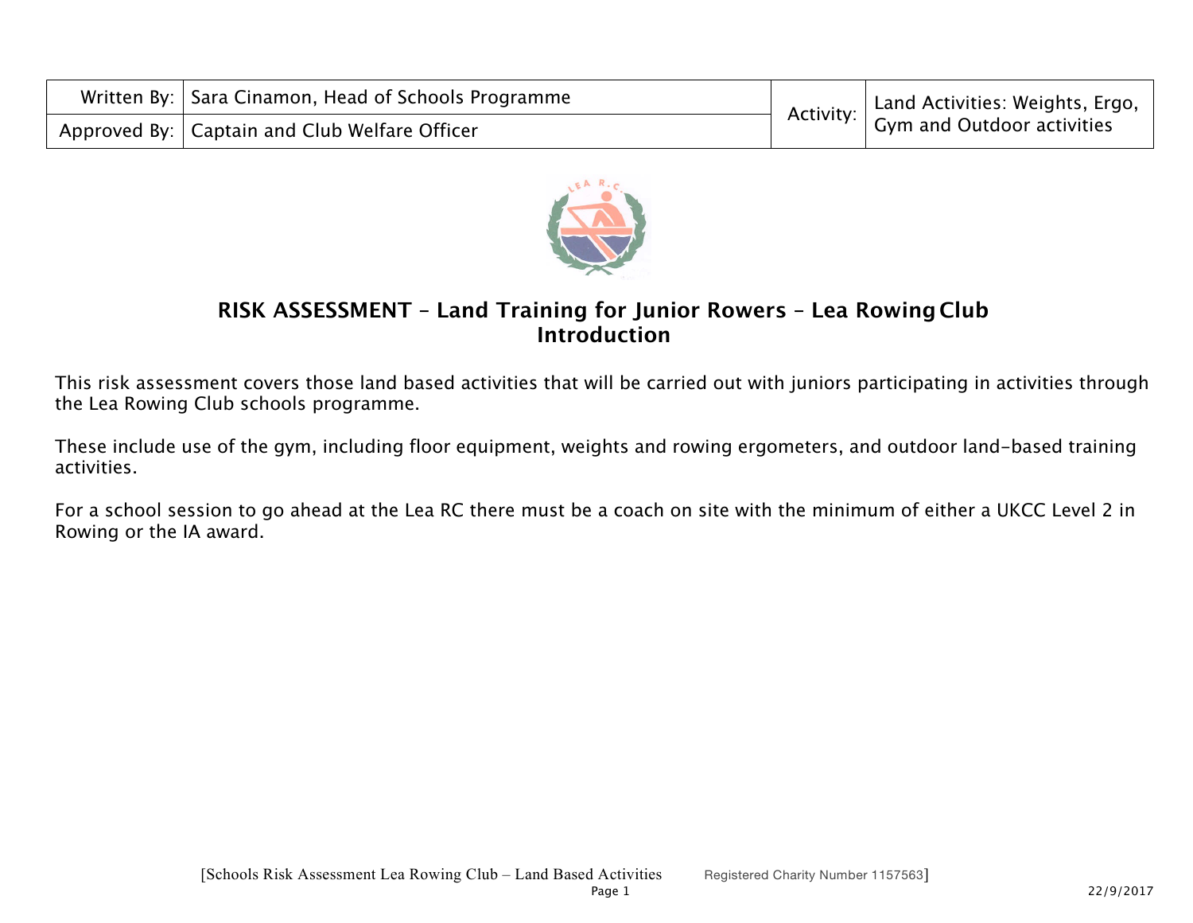| Written By: | Sara Cinamon, Head of Schools Programme | Activity: | Land Activities: Weights, Ergo, Gym and Outdoor activities |
|---|---|---|---|
| Approved By: | Captain and Club Welfare Officer | | |

# RISK ASSESSMENT – Land Training for Junior Rowers – Lea Rowing Club

## Introduction

This risk assessment covers those land based activities that will be carried out with juniors participating in activities through the Lea Rowing Club schools programme.

These include use of the gym, including floor equipment, weights and rowing ergometers, and outdoor land-based training activities.

For a school session to go ahead at the Lea RC there must be a coach on site with the minimum of either a UKCC Level 2 in Rowing or the IA award.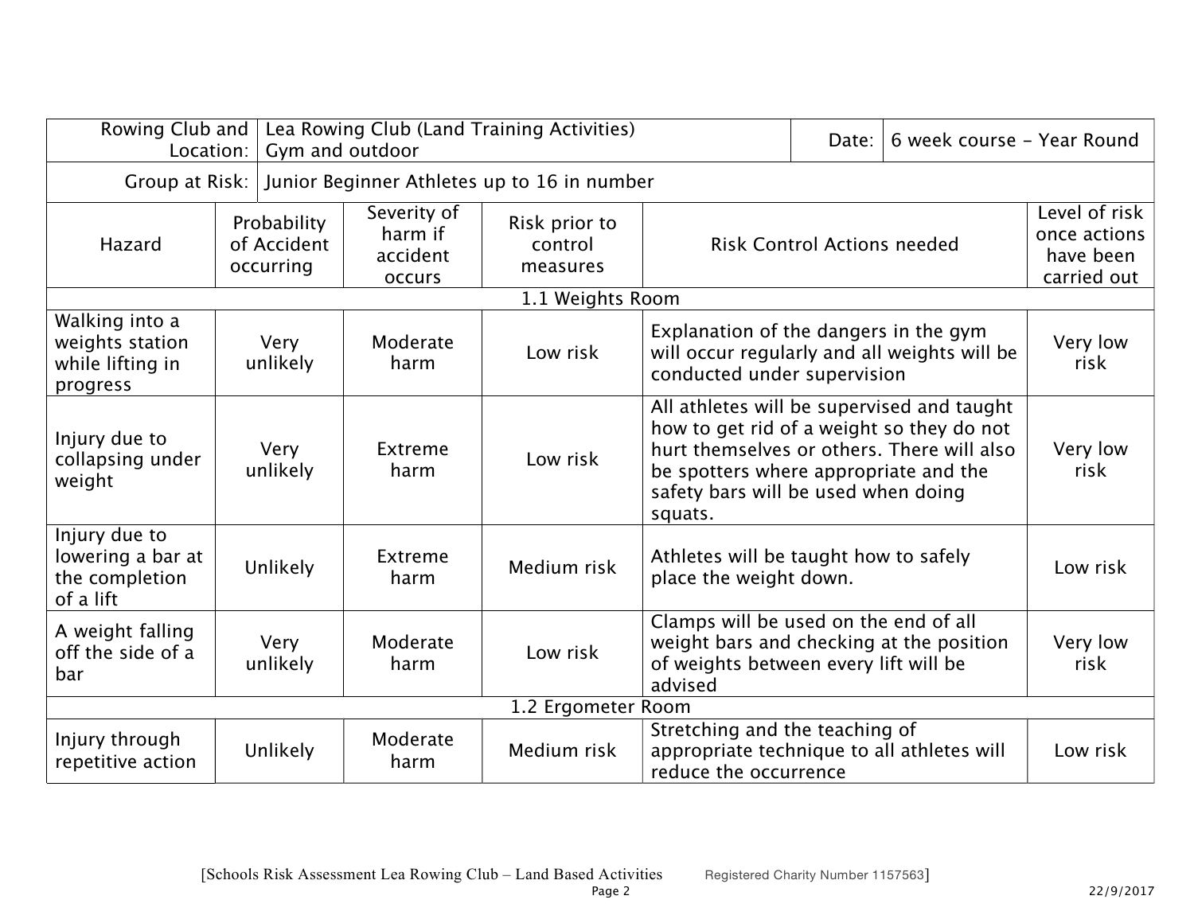| Rowing Club and Location: | Lea Rowing Club (Land Training Activities) Gym and outdoor | | | Date: | 6 week course - Year Round |
|---|---|---|---|---|---|
| Group at Risk: | Junior Beginner Athletes up to 16 in number | | | | |

| Hazard | Probability of Accident occurring | Severity of harm if accident occurs | Risk prior to control measures | Risk Control Actions needed | Level of risk once actions have been carried out |
|---|---|---|---|---|---|
| **1.1 Weights Room** | | | | | |
| Walking into a weights station while lifting in progress | Very unlikely | Moderate harm | Low risk | Explanation of the dangers in the gym will occur regularly and all weights will be conducted under supervision | Very low risk |
| Injury due to collapsing under weight | Very unlikely | Extreme harm | Low risk | All athletes will be supervised and taught how to get rid of a weight so they do not hurt themselves or others. There will also be spotters where appropriate and the safety bars will be used when doing squats. | Very low risk |
| Injury due to lowering a bar at the completion of a lift | Unlikely | Extreme harm | Medium risk | Athletes will be taught how to safely place the weight down. | Low risk |
| A weight falling off the side of a bar | Very unlikely | Moderate harm | Low risk | Clamps will be used on the end of all weight bars and checking at the position of weights between every lift will be advised | Very low risk |
| **1.2 Ergometer Room** | | | | | |
| Injury through repetitive action | Unlikely | Moderate harm | Medium risk | Stretching and the teaching of appropriate technique to all athletes will reduce the occurrence | Low risk |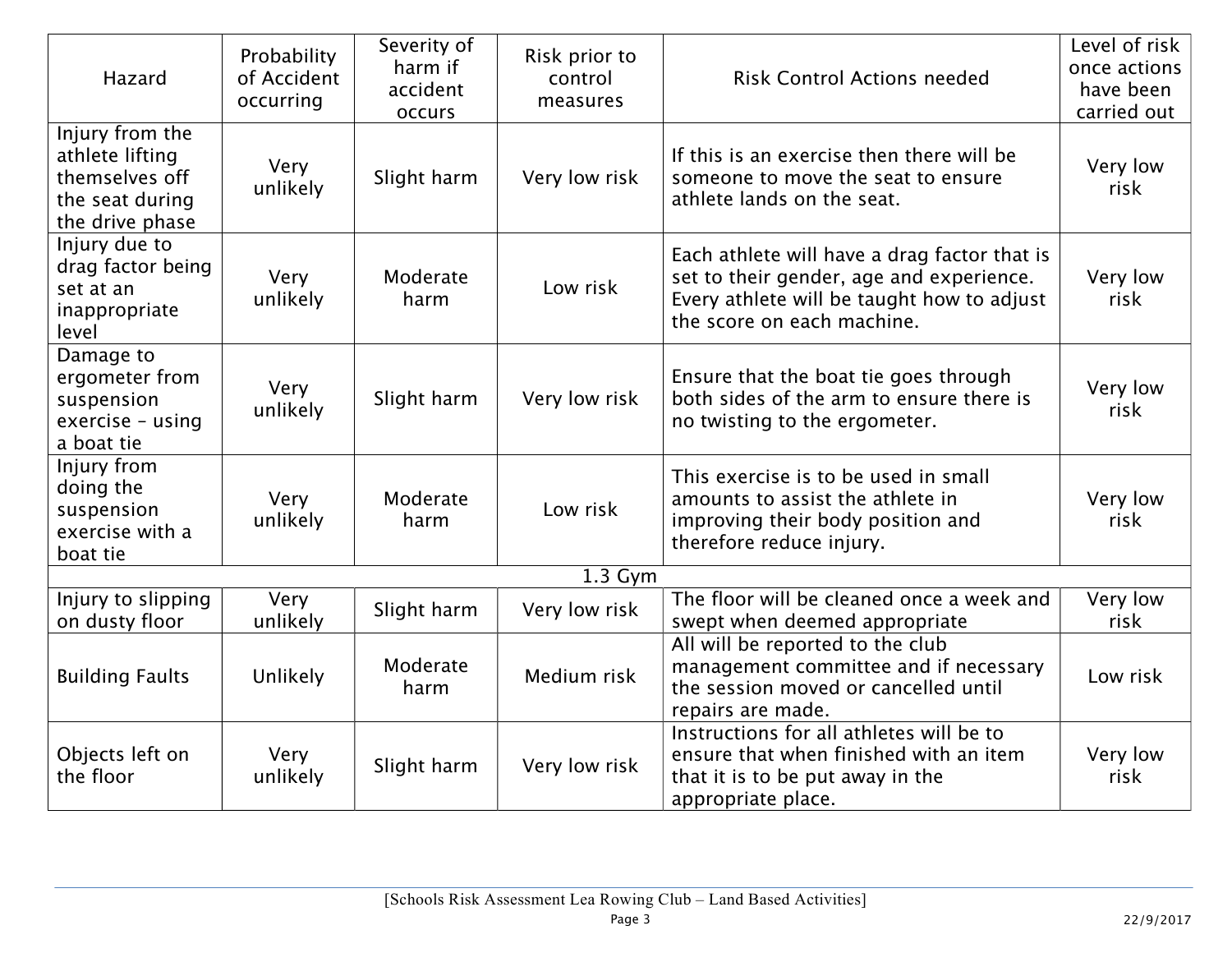| Hazard | Probability of Accident occurring | Severity of harm if accident occurs | Risk prior to control measures | Risk Control Actions needed | Level of risk once actions have been carried out |
|---|---|---|---|---|---|
| Injury from the athlete lifting themselves off the seat during the drive phase | Very unlikely | Slight harm | Very low risk | If this is an exercise then there will be someone to move the seat to ensure athlete lands on the seat. | Very low risk |
| Injury due to drag factor being set at an inappropriate level | Very unlikely | Moderate harm | Low risk | Each athlete will have a drag factor that is set to their gender, age and experience. Every athlete will be taught how to adjust the score on each machine. | Very low risk |
| Damage to ergometer from suspension exercise – using a boat tie | Very unlikely | Slight harm | Very low risk | Ensure that the boat tie goes through both sides of the arm to ensure there is no twisting to the ergometer. | Very low risk |
| Injury from doing the suspension exercise with a boat tie | Very unlikely | Moderate harm | Low risk | This exercise is to be used in small amounts to assist the athlete in improving their body position and therefore reduce injury. | Very low risk |
| 1.3 Gym | | | | | |
| Injury to slipping on dusty floor | Very unlikely | Slight harm | Very low risk | The floor will be cleaned once a week and swept when deemed appropriate | Very low risk |
| Building Faults | Unlikely | Moderate harm | Medium risk | All will be reported to the club management committee and if necessary the session moved or cancelled until repairs are made. | Low risk |
| Objects left on the floor | Very unlikely | Slight harm | Very low risk | Instructions for all athletes will be to ensure that when finished with an item that it is to be put away in the appropriate place. | Very low risk |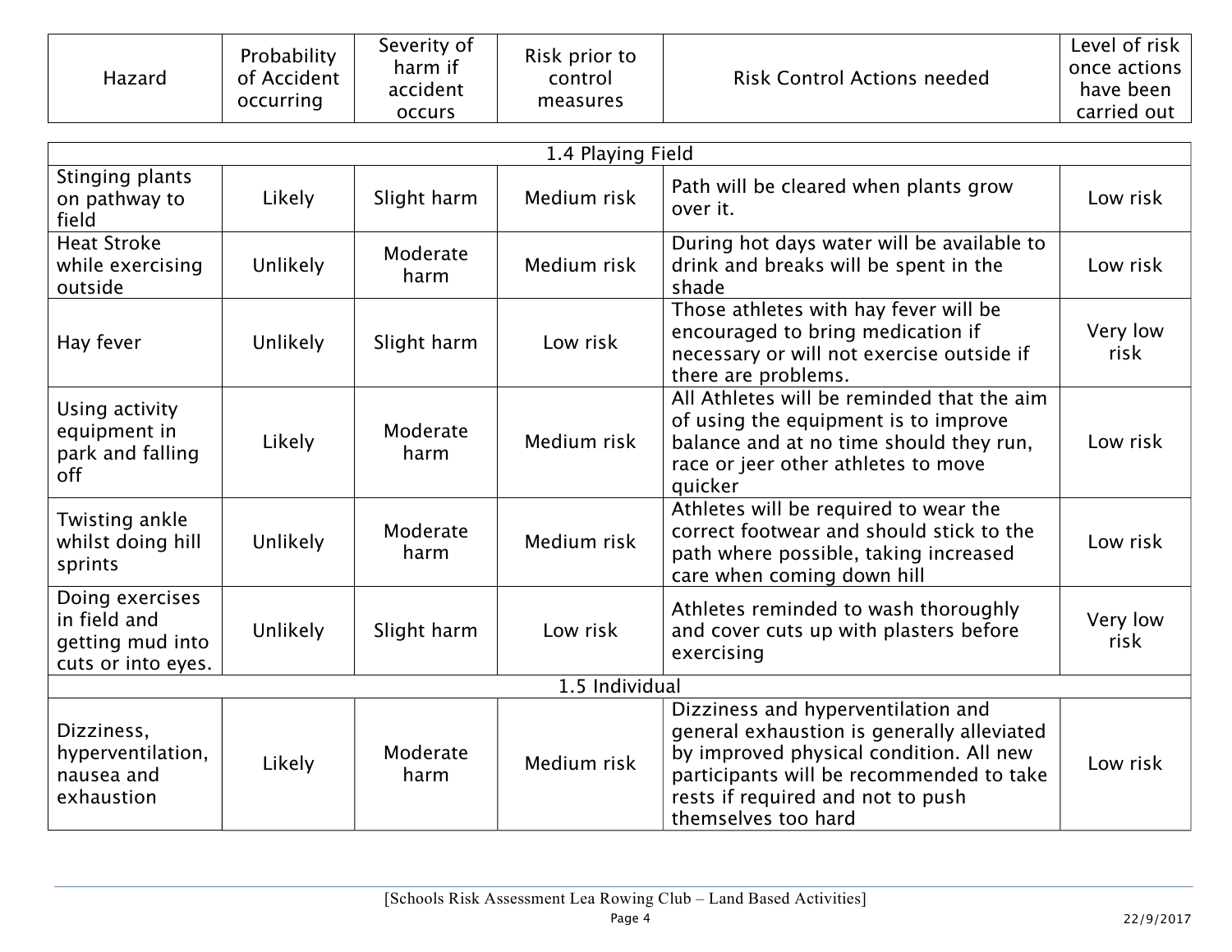| Hazard | Probability of Accident occurring | Severity of harm if accident occurs | Risk prior to control measures | Risk Control Actions needed | Level of risk once actions have been carried out |
|---|---|---|---|---|---|
| **1.4 Playing Field** | | | | | |
| Stinging plants on pathway to field | Likely | Slight harm | Medium risk | Path will be cleared when plants grow over it. | Low risk |
| Heat Stroke while exercising outside | Unlikely | Moderate harm | Medium risk | During hot days water will be available to drink and breaks will be spent in the shade | Low risk |
| Hay fever | Unlikely | Slight harm | Low risk | Those athletes with hay fever will be encouraged to bring medication if necessary or will not exercise outside if there are problems. | Very low risk |
| Using activity equipment in park and falling off | Likely | Moderate harm | Medium risk | All Athletes will be reminded that the aim of using the equipment is to improve balance and at no time should they run, race or jeer other athletes to move quicker | Low risk |
| Twisting ankle whilst doing hill sprints | Unlikely | Moderate harm | Medium risk | Athletes will be required to wear the correct footwear and should stick to the path where possible, taking increased care when coming down hill | Low risk |
| Doing exercises in field and getting mud into cuts or into eyes. | Unlikely | Slight harm | Low risk | Athletes reminded to wash thoroughly and cover cuts up with plasters before exercising | Very low risk |
| **1.5 Individual** | | | | | |
| Dizziness, hyperventilation, nausea and exhaustion | Likely | Moderate harm | Medium risk | Dizziness and hyperventilation and general exhaustion is generally alleviated by improved physical condition. All new participants will be recommended to take rests if required and not to push themselves too hard | Low risk |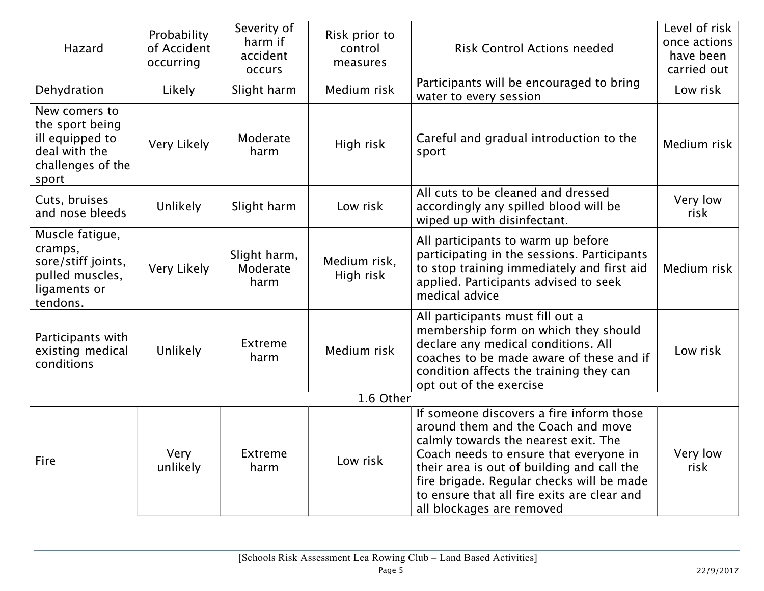| Hazard | Probability of Accident occurring | Severity of harm if accident occurs | Risk prior to control measures | Risk Control Actions needed | Level of risk once actions have been carried out |
|---|---|---|---|---|---|
| Dehydration | Likely | Slight harm | Medium risk | Participants will be encouraged to bring water to every session | Low risk |
| New comers to the sport being ill equipped to deal with the challenges of the sport | Very Likely | Moderate harm | High risk | Careful and gradual introduction to the sport | Medium risk |
| Cuts, bruises and nose bleeds | Unlikely | Slight harm | Low risk | All cuts to be cleaned and dressed accordingly any spilled blood will be wiped up with disinfectant. | Very low risk |
| Muscle fatigue, cramps, sore/stiff joints, pulled muscles, ligaments or tendons. | Very Likely | Slight harm, Moderate harm | Medium risk, High risk | All participants to warm up before participating in the sessions. Participants to stop training immediately and first aid applied. Participants advised to seek medical advice | Medium risk |
| Participants with existing medical conditions | Unlikely | Extreme harm | Medium risk | All participants must fill out a membership form on which they should declare any medical conditions. All coaches to be made aware of these and if condition affects the training they can opt out of the exercise | Low risk |
| 1.6 Other | | | | | |
| Fire | Very unlikely | Extreme harm | Low risk | If someone discovers a fire inform those around them and the Coach and move calmly towards the nearest exit. The Coach needs to ensure that everyone in their area is out of building and call the fire brigade. Regular checks will be made to ensure that all fire exits are clear and all blockages are removed | Very low risk |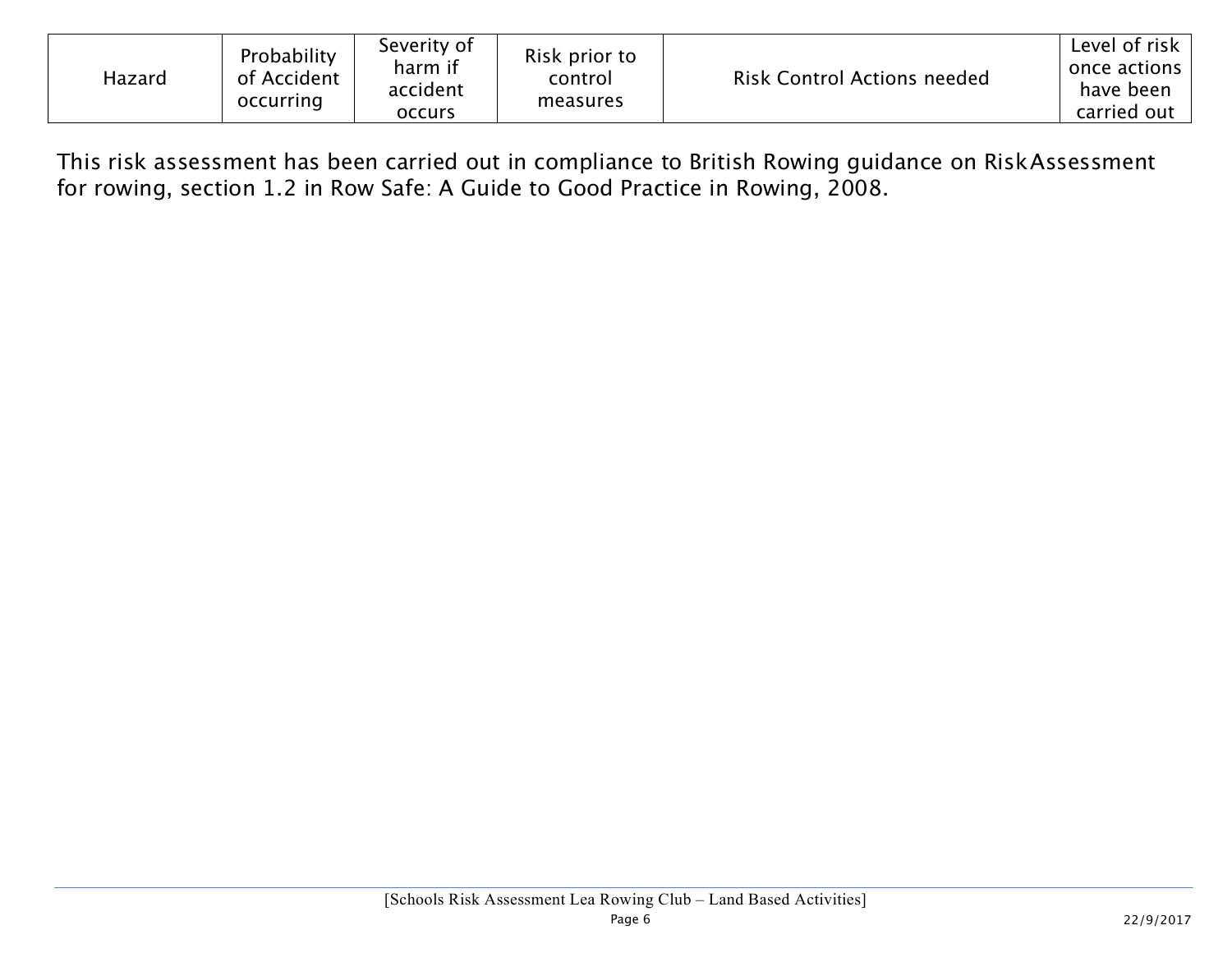| Hazard | Probability of Accident occurring | Severity of harm if accident occurs | Risk prior to control measures | Risk Control Actions needed | Level of risk once actions have been carried out |
|---|---|---|---|---|---|

This risk assessment has been carried out in compliance to British Rowing guidance on RiskAssessment for rowing, section 1.2 in Row Safe: A Guide to Good Practice in Rowing, 2008.